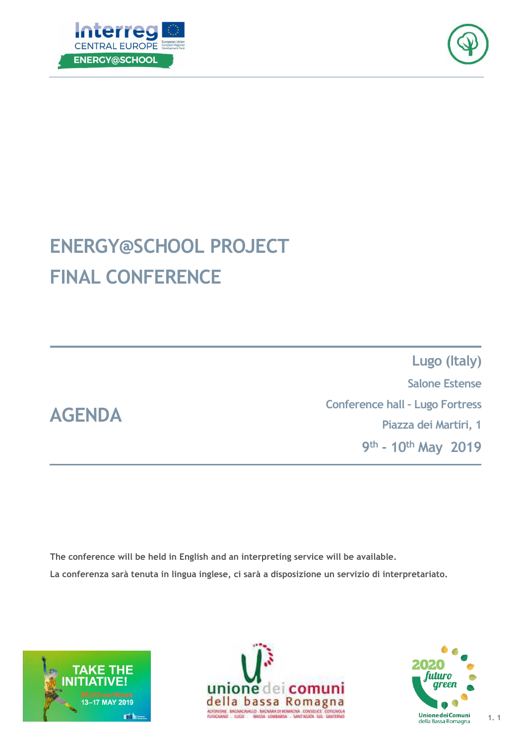# ENERGY@SCHOOL PROJECT

# FINAL CONFERENCE

## AGENDA

**Lugo (Italy)**

Salone Estense

Conference hall – Lugo Fortress

Piazza dei Martiri, 1

**9th - 10th May 2019**

**The conference will be held in English and an interpreting service will be available.**

**La conferenza sarà tenuta in lingua inglese, ci sarà a disposizione un servizio di interpretariato.**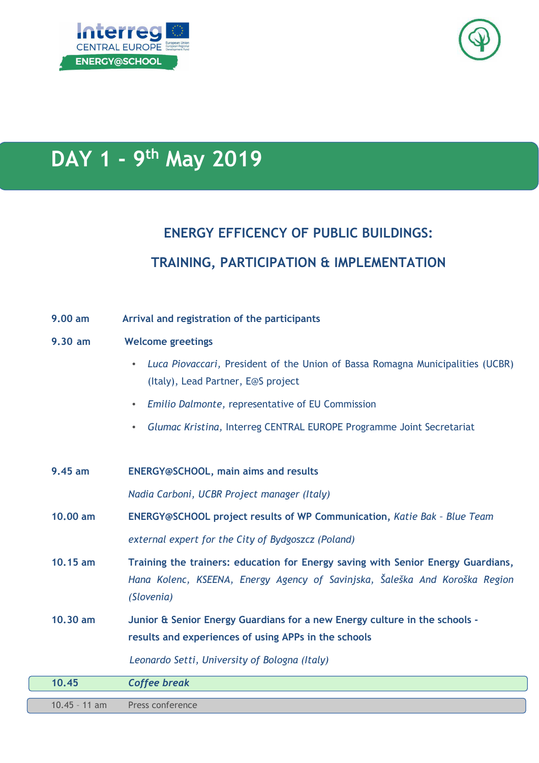# DAY 1 - 9th May 2019

## ENERGY EFFICENCY OF PUBLIC BUILDINGS:

## TRAINING, PARTICIPATION & IMPLEMENTATION

**9.00 am** **Arrival and registration of the participants**

**9.30 am** **Welcome greetings**

- *Luca Piovaccari,* President of the Union of Bassa Romagna Municipalities (UCBR) (Italy), Lead Partner, E@S project
- *Emilio Dalmonte,* representative of EU Commission
- *Glumac Kristina,* Interreg CENTRAL EUROPE Programme Joint Secretariat

**9.45 am** **ENERGY@SCHOOL, main aims and results**

*Nadia Carboni, UCBR Project manager (Italy)*

**10.00 am** **ENERGY@SCHOOL project results of WP Communication,** *Katie Bak – Blue Team external expert for the City of Bydgoszcz (Poland)*

**10.15 am** **Training the trainers: education for Energy saving with Senior Energy Guardians,** *Hana Kolenc, KSEENA, Energy Agency of Savinjska, Šaleška And Koroška Region (Slovenia)*

**10.30 am** **Junior & Senior Energy Guardians for a new Energy culture in the schools - results and experiences of using APPs in the schools**

*Leonardo Setti, University of Bologna (Italy)*

**10.45** ***Coffee break***

10.45 – 11 am Press conference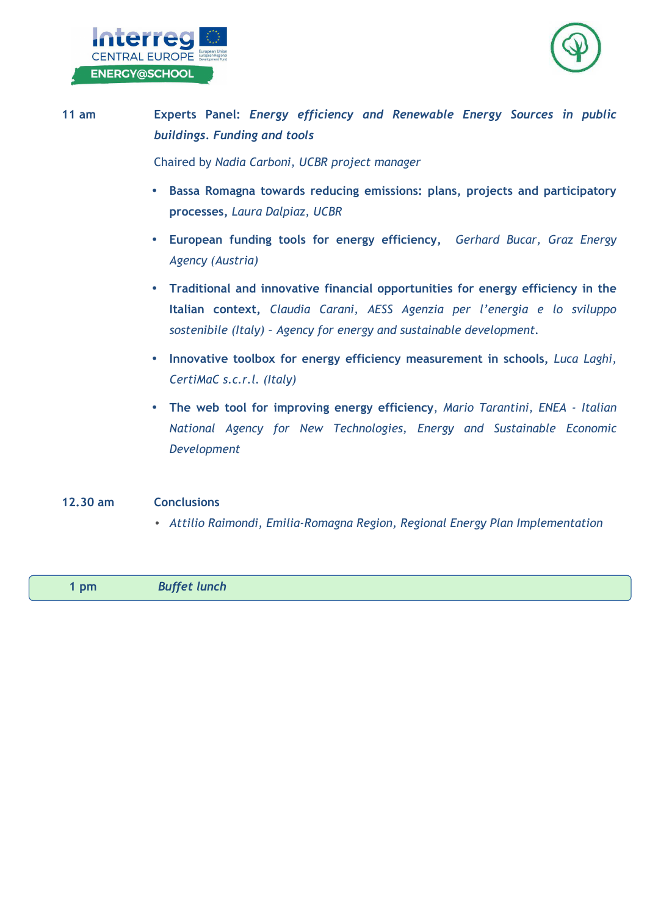**11 am** **Experts Panel:** ***Energy efficiency and Renewable Energy Sources in public buildings. Funding and tools***

Chaired by *Nadia Carboni, UCBR project manager*

- **Bassa Romagna towards reducing emissions: plans, projects and participatory processes,** *Laura Dalpiaz, UCBR*
- **European funding tools for energy efficiency,** *Gerhard Bucar, Graz Energy Agency (Austria)*
- **Traditional and innovative financial opportunities for energy efficiency in the Italian context,** *Claudia Carani, AESS Agenzia per l'energia e lo sviluppo sostenibile (Italy) – Agency for energy and sustainable development.*
- **Innovative toolbox for energy efficiency measurement in schools,** *Luca Laghi, CertiMaC s.c.r.l. (Italy)*
- **The web tool for improving energy efficiency**, *Mario Tarantini, ENEA - Italian National Agency for New Technologies, Energy and Sustainable Economic Development*

**12.30 am** **Conclusions**

- *Attilio Raimondi, Emilia-Romagna Region, Regional Energy Plan Implementation*

**1 pm** ***Buffet lunch***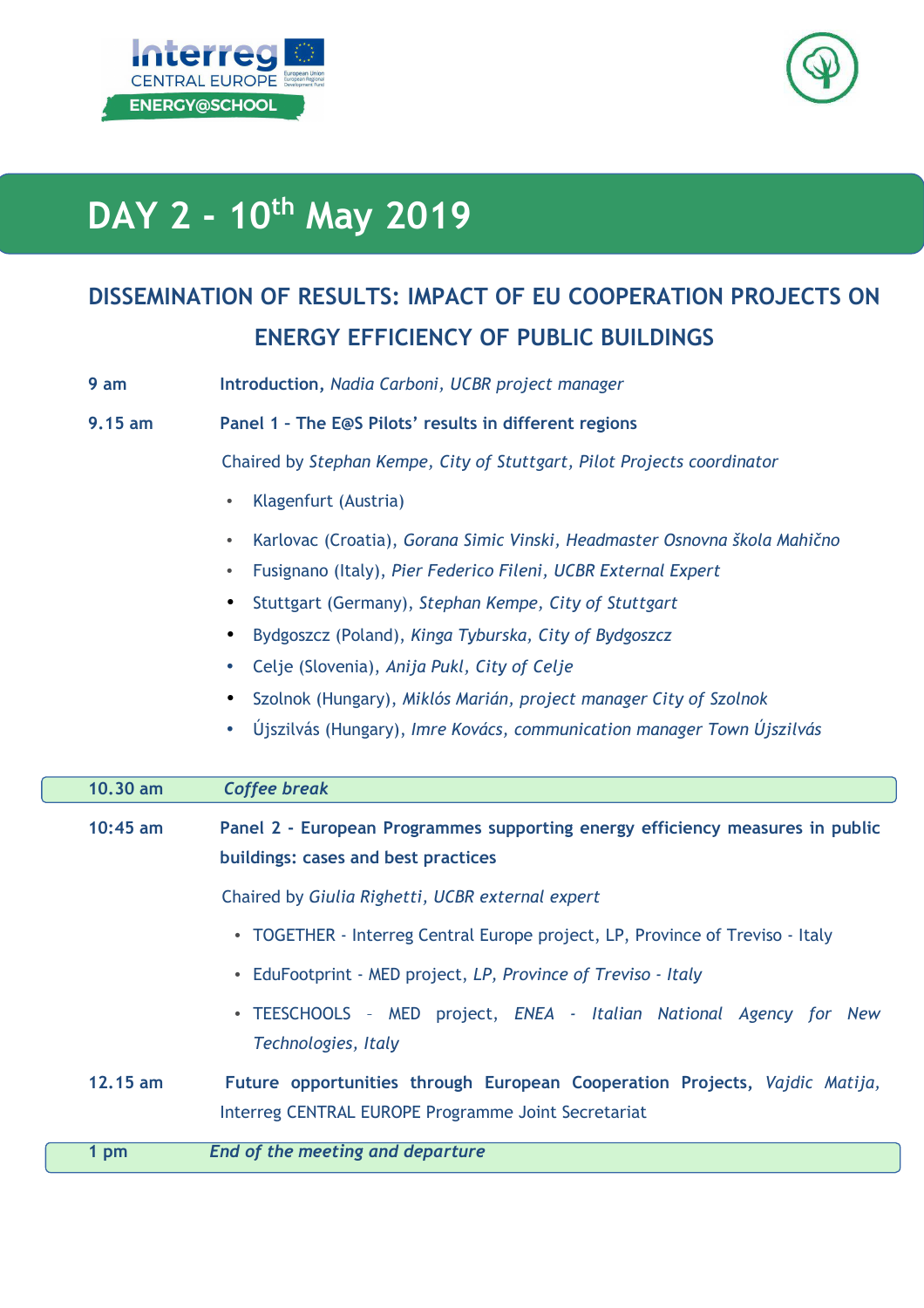# DAY 2 - 10th May 2019

## DISSEMINATION OF RESULTS: IMPACT OF EU COOPERATION PROJECTS ON ENERGY EFFICIENCY OF PUBLIC BUILDINGS

**9 am** **Introduction,** *Nadia Carboni, UCBR project manager*

**9.15 am** **Panel 1 – The E@S Pilots' results in different regions**

Chaired by *Stephan Kempe, City of Stuttgart, Pilot Projects coordinator*

- Klagenfurt (Austria)
- Karlovac (Croatia), *Gorana Simic Vinski, Headmaster Osnovna škola Mahično*
- Fusignano (Italy), *Pier Federico Fileni, UCBR External Expert*
- Stuttgart (Germany), *Stephan Kempe, City of Stuttgart*
- Bydgoszcz (Poland), *Kinga Tyburska, City of Bydgoszcz*
- Celje (Slovenia), *Anija Pukl, City of Celje*
- Szolnok (Hungary), *Miklós Marián, project manager City of Szolnok*
- Újszilvás (Hungary), *Imre Kovács, communication manager Town Újszilvás*

**10.30 am** ***Coffee break***

**10:45 am** **Panel 2 - European Programmes supporting energy efficiency measures in public buildings: cases and best practices**

Chaired by *Giulia Righetti, UCBR external expert*

- TOGETHER - Interreg Central Europe project, LP, Province of Treviso - Italy
- EduFootprint - MED project, *LP, Province of Treviso - Italy*
- TEESCHOOLS – MED project, *ENEA - Italian National Agency for New Technologies, Italy*

**12.15 am** **Future opportunities through European Cooperation Projects,** *Vajdic Matija,* Interreg CENTRAL EUROPE Programme Joint Secretariat

**1 pm** ***End of the meeting and departure***